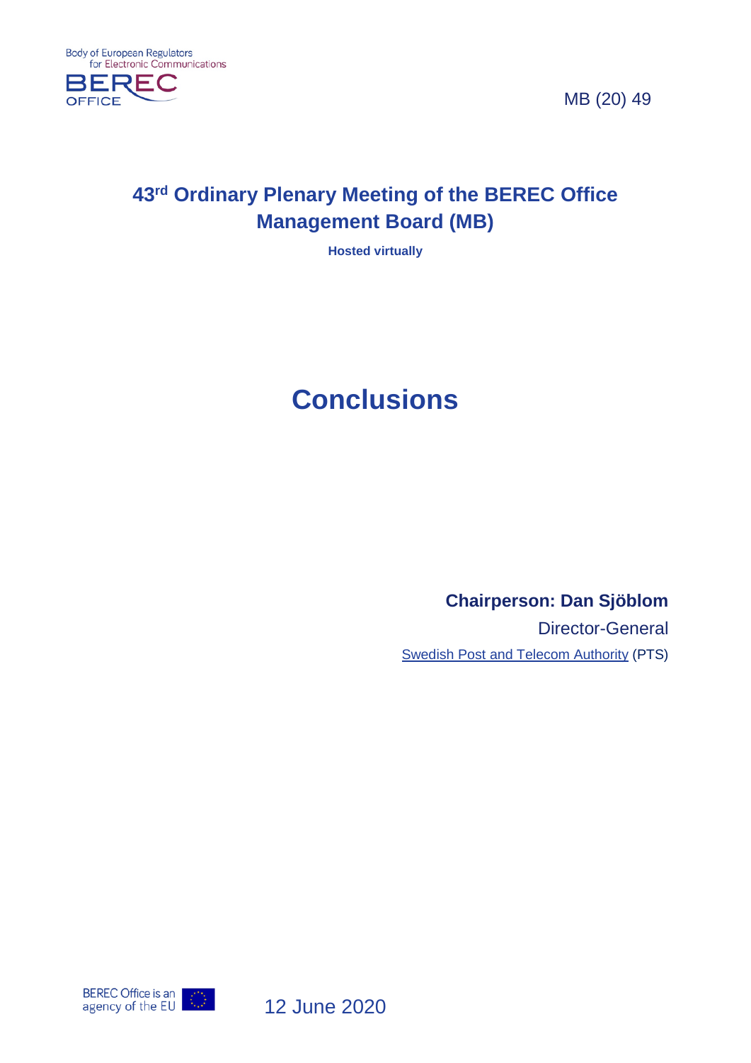MB (20) 49

# 43rd Ordinary Plenary Meeting of the BEREC Office Management Board (MB)

**Hosted virtually**

# Conclusions

**Chairperson: Dan Sjöblom**

Director-General

[Swedish Post and Telecom Authority](#) (PTS)

12 June 2020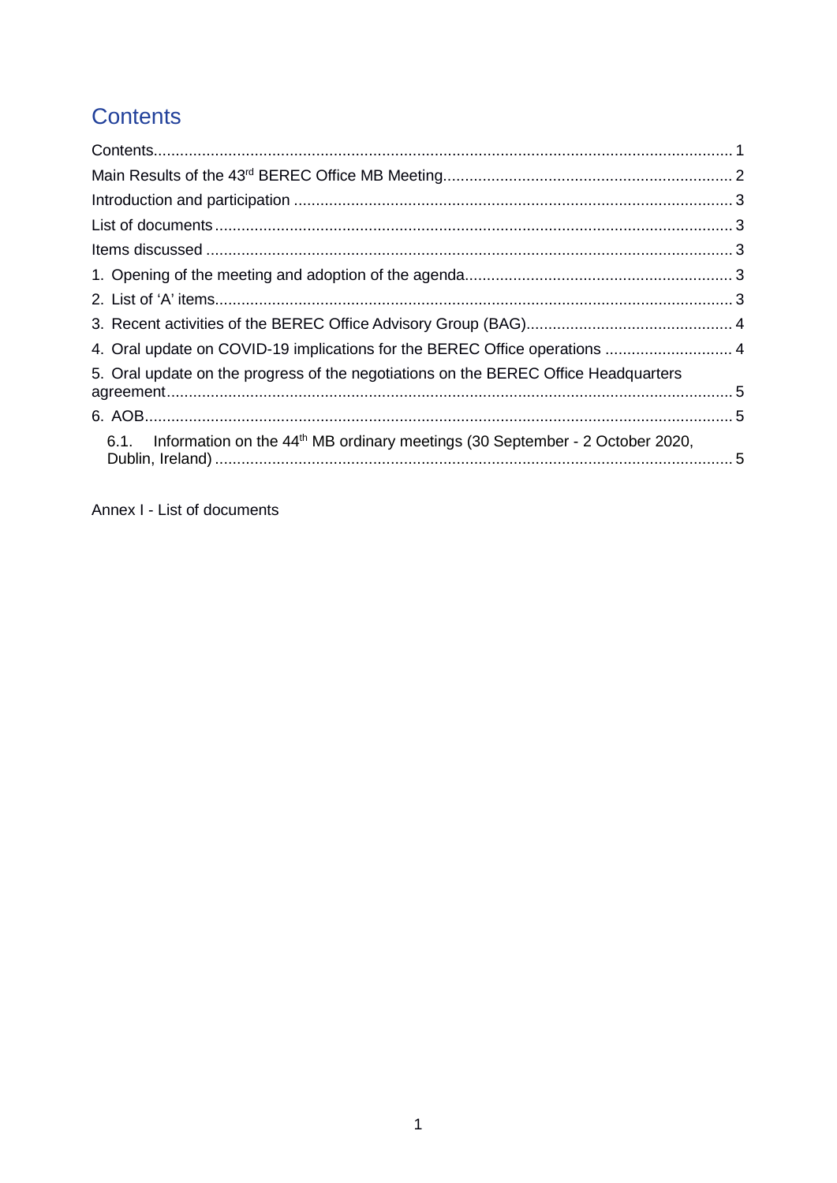# Contents

Contents ..................................................................................................................................... 1

Main Results of the 43rd BEREC Office MB Meeting ..................................................................... 2

Introduction and participation ..................................................................................................... 3

List of documents ....................................................................................................................... 3

Items discussed .......................................................................................................................... 3

1. Opening of the meeting and adoption of the agenda ............................................................... 3

2. List of 'A' items ........................................................................................................................ 3

3. Recent activities of the BEREC Office Advisory Group (BAG) ................................................. 4

4. Oral update on COVID-19 implications for the BEREC Office operations ............................... 4

5. Oral update on the progress of the negotiations on the BEREC Office Headquarters agreement ...................................................................................................................................... 5

6. AOB ......................................................................................................................................... 5

  6.1. Information on the 44th MB ordinary meetings (30 September - 2 October 2020, Dublin, Ireland) ...................................................................................................................................... 5

Annex I - List of documents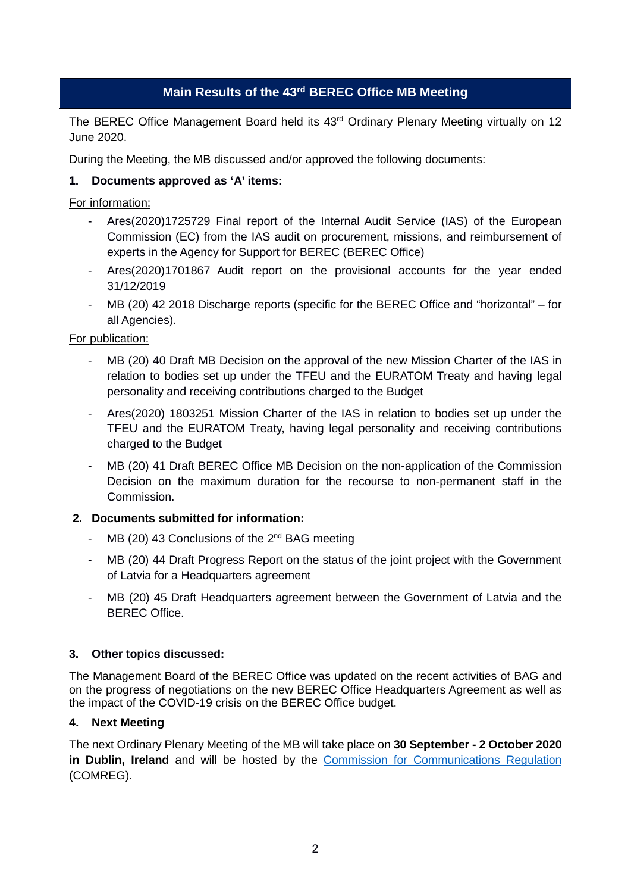# Main Results of the 43rd BEREC Office MB Meeting

The BEREC Office Management Board held its 43rd Ordinary Plenary Meeting virtually on 12 June 2020.

During the Meeting, the MB discussed and/or approved the following documents:

## 1. Documents approved as 'A' items:

For information:

- Ares(2020)1725729 Final report of the Internal Audit Service (IAS) of the European Commission (EC) from the IAS audit on procurement, missions, and reimbursement of experts in the Agency for Support for BEREC (BEREC Office)
- Ares(2020)1701867 Audit report on the provisional accounts for the year ended 31/12/2019
- MB (20) 42 2018 Discharge reports (specific for the BEREC Office and "horizontal" – for all Agencies).

For publication:

- MB (20) 40 Draft MB Decision on the approval of the new Mission Charter of the IAS in relation to bodies set up under the TFEU and the EURATOM Treaty and having legal personality and receiving contributions charged to the Budget
- Ares(2020) 1803251 Mission Charter of the IAS in relation to bodies set up under the TFEU and the EURATOM Treaty, having legal personality and receiving contributions charged to the Budget
- MB (20) 41 Draft BEREC Office MB Decision on the non-application of the Commission Decision on the maximum duration for the recourse to non-permanent staff in the Commission.

## 2. Documents submitted for information:

- MB (20) 43 Conclusions of the 2nd BAG meeting
- MB (20) 44 Draft Progress Report on the status of the joint project with the Government of Latvia for a Headquarters agreement
- MB (20) 45 Draft Headquarters agreement between the Government of Latvia and the BEREC Office.

## 3. Other topics discussed:

The Management Board of the BEREC Office was updated on the recent activities of BAG and on the progress of negotiations on the new BEREC Office Headquarters Agreement as well as the impact of the COVID-19 crisis on the BEREC Office budget.

## 4. Next Meeting

The next Ordinary Plenary Meeting of the MB will take place on **30 September - 2 October 2020 in Dublin, Ireland** and will be hosted by the Commission for Communications Regulation (COMREG).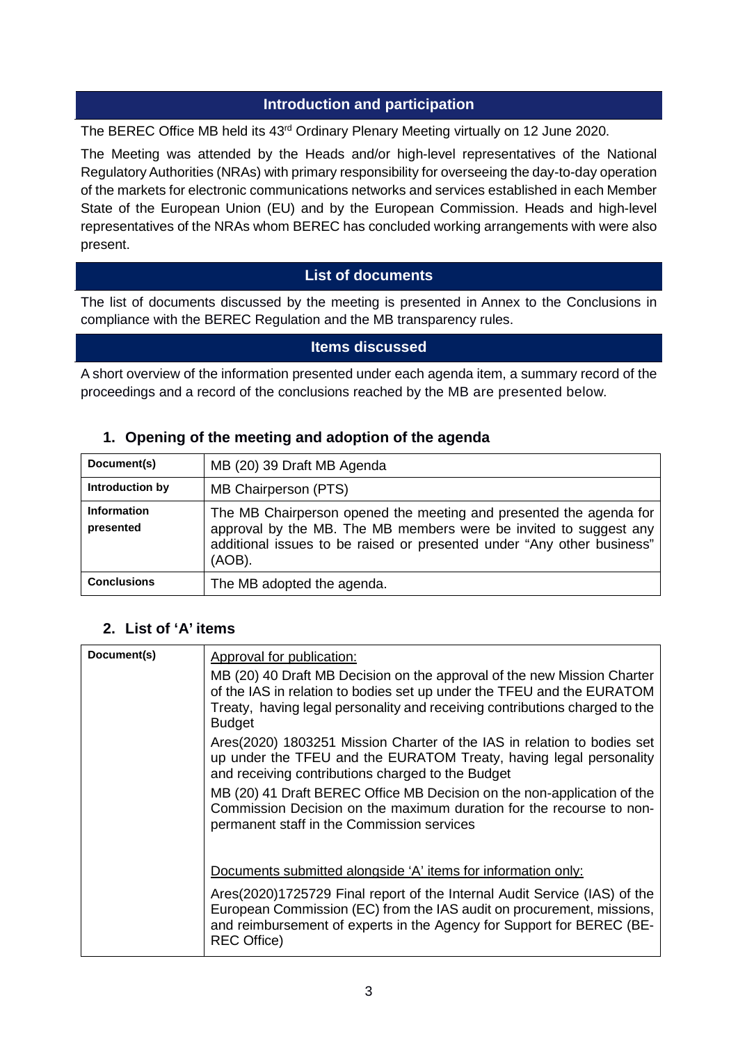## Introduction and participation

The BEREC Office MB held its 43rd Ordinary Plenary Meeting virtually on 12 June 2020.

The Meeting was attended by the Heads and/or high-level representatives of the National Regulatory Authorities (NRAs) with primary responsibility for overseeing the day-to-day operation of the markets for electronic communications networks and services established in each Member State of the European Union (EU) and by the European Commission. Heads and high-level representatives of the NRAs whom BEREC has concluded working arrangements with were also present.

## List of documents

The list of documents discussed by the meeting is presented in Annex to the Conclusions in compliance with the BEREC Regulation and the MB transparency rules.

## Items discussed

A short overview of the information presented under each agenda item, a summary record of the proceedings and a record of the conclusions reached by the MB are presented below.

### 1. Opening of the meeting and adoption of the agenda

| **Document(s)** | MB (20) 39 Draft MB Agenda |
|---|---|
| **Introduction by** | MB Chairperson (PTS) |
| **Information presented** | The MB Chairperson opened the meeting and presented the agenda for approval by the MB. The MB members were be invited to suggest any additional issues to be raised or presented under "Any other business" (AOB). |
| **Conclusions** | The MB adopted the agenda. |

### 2. List of 'A' items

| **Document(s)** | <u>Approval for publication:</u><br>MB (20) 40 Draft MB Decision on the approval of the new Mission Charter of the IAS in relation to bodies set up under the TFEU and the EURATOM Treaty, having legal personality and receiving contributions charged to the Budget<br>Ares(2020) 1803251 Mission Charter of the IAS in relation to bodies set up under the TFEU and the EURATOM Treaty, having legal personality and receiving contributions charged to the Budget<br>MB (20) 41 Draft BEREC Office MB Decision on the non-application of the Commission Decision on the maximum duration for the recourse to non-permanent staff in the Commission services<br><br><u>Documents submitted alongside 'A' items for information only:</u><br>Ares(2020)1725729 Final report of the Internal Audit Service (IAS) of the European Commission (EC) from the IAS audit on procurement, missions, and reimbursement of experts in the Agency for Support for BEREC (BEREC Office) |
|---|---|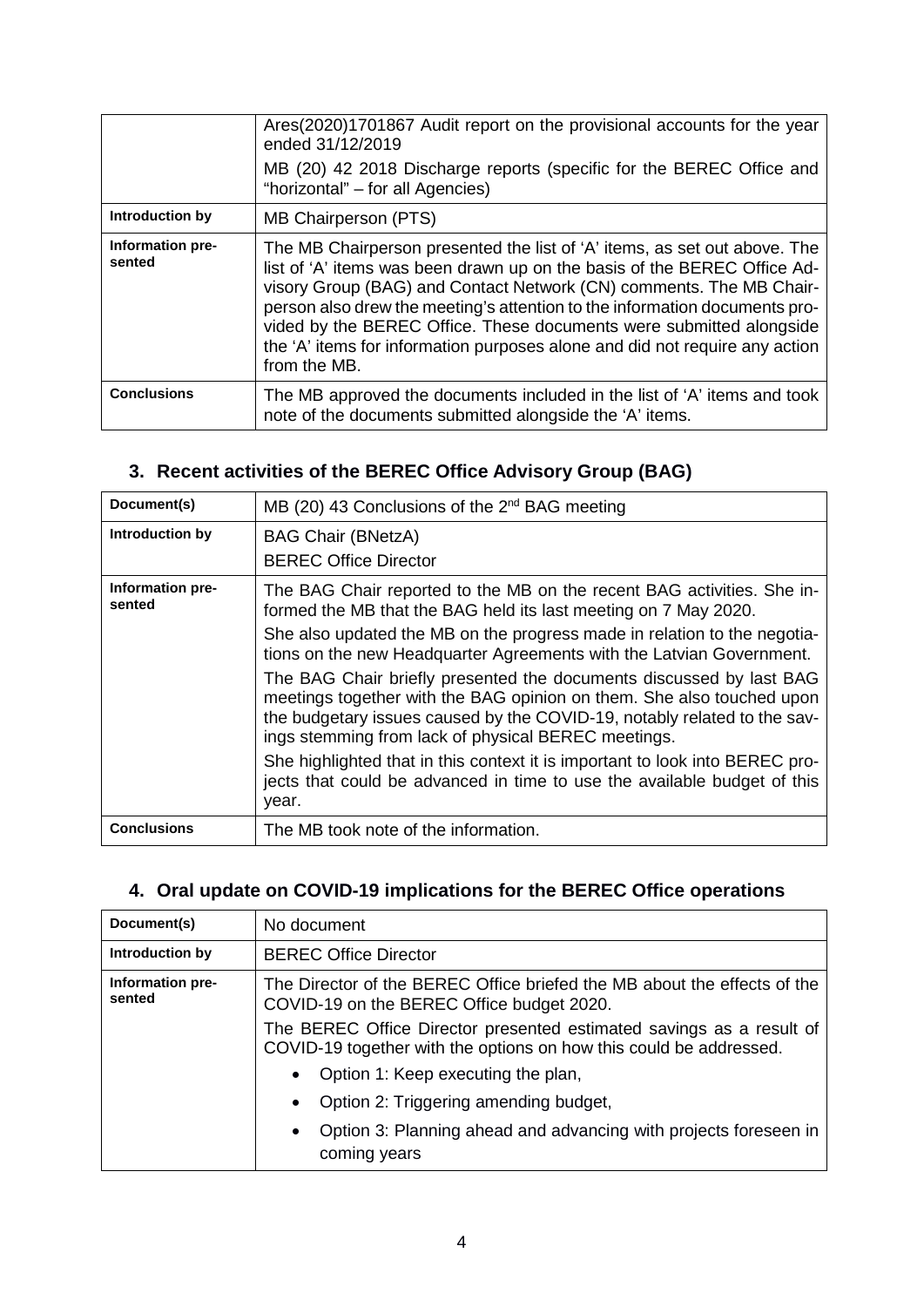| | |
|---|---|
| | Ares(2020)1701867 Audit report on the provisional accounts for the year ended 31/12/2019<br><br>MB (20) 42 2018 Discharge reports (specific for the BEREC Office and "horizontal" – for all Agencies) |
| **Introduction by** | MB Chairperson (PTS) |
| **Information presented** | The MB Chairperson presented the list of 'A' items, as set out above. The list of 'A' items was been drawn up on the basis of the BEREC Office Advisory Group (BAG) and Contact Network (CN) comments. The MB Chairperson also drew the meeting's attention to the information documents provided by the BEREC Office. These documents were submitted alongside the 'A' items for information purposes alone and did not require any action from the MB. |
| **Conclusions** | The MB approved the documents included in the list of 'A' items and took note of the documents submitted alongside the 'A' items. |

## 3. Recent activities of the BEREC Office Advisory Group (BAG)

| | |
|---|---|
| **Document(s)** | MB (20) 43 Conclusions of the 2nd BAG meeting |
| **Introduction by** | BAG Chair (BNetzA)<br>BEREC Office Director |
| **Information presented** | The BAG Chair reported to the MB on the recent BAG activities. She informed the MB that the BAG held its last meeting on 7 May 2020.<br><br>She also updated the MB on the progress made in relation to the negotiations on the new Headquarter Agreements with the Latvian Government.<br><br>The BAG Chair briefly presented the documents discussed by last BAG meetings together with the BAG opinion on them. She also touched upon the budgetary issues caused by the COVID-19, notably related to the savings stemming from lack of physical BEREC meetings.<br><br>She highlighted that in this context it is important to look into BEREC projects that could be advanced in time to use the available budget of this year. |
| **Conclusions** | The MB took note of the information. |

## 4. Oral update on COVID-19 implications for the BEREC Office operations

| | |
|---|---|
| **Document(s)** | No document |
| **Introduction by** | BEREC Office Director |
| **Information presented** | The Director of the BEREC Office briefed the MB about the effects of the COVID-19 on the BEREC Office budget 2020.<br><br>The BEREC Office Director presented estimated savings as a result of COVID-19 together with the options on how this could be addressed.<br><br>• Option 1: Keep executing the plan,<br>• Option 2: Triggering amending budget,<br>• Option 3: Planning ahead and advancing with projects foreseen in coming years |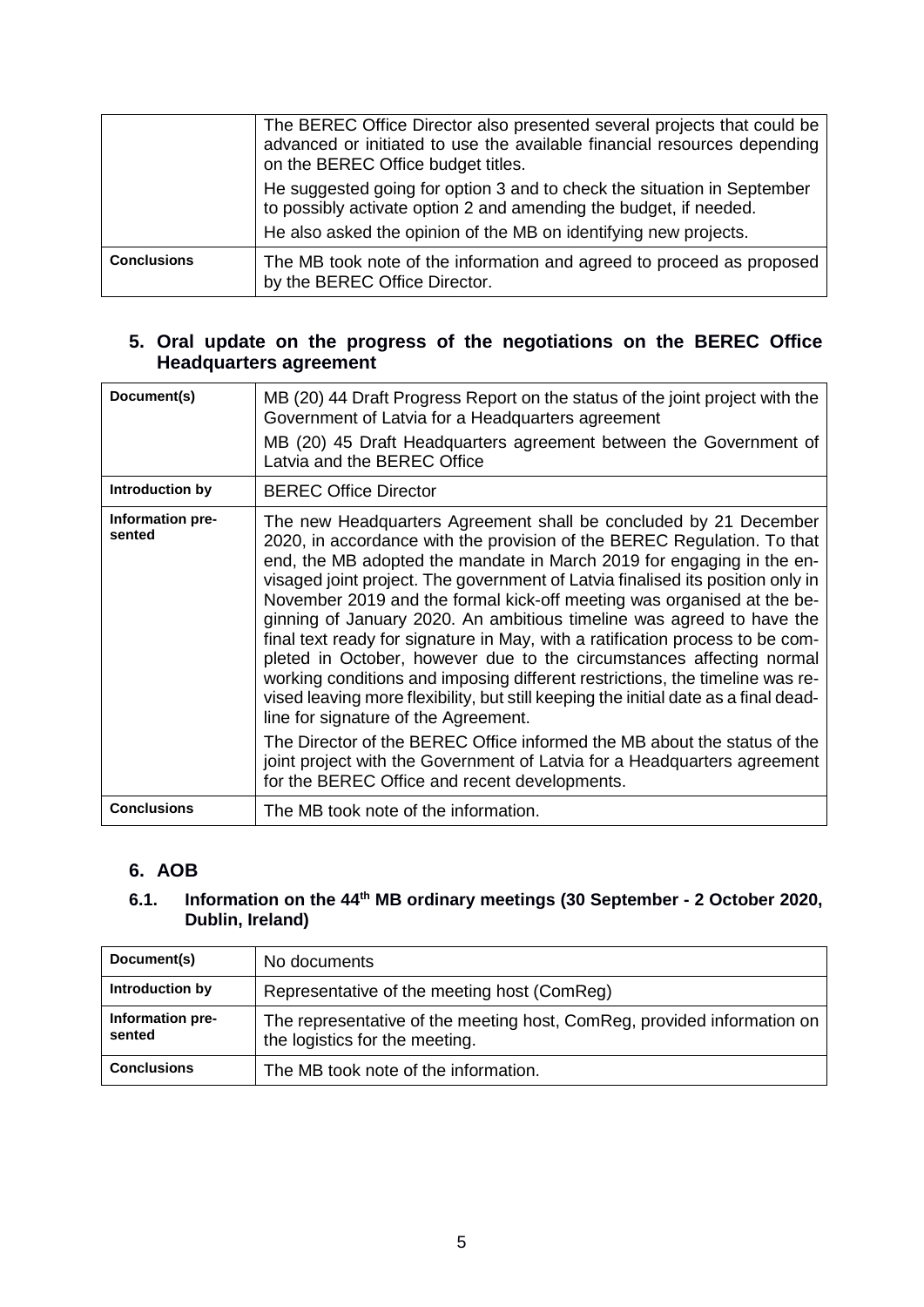| | |
|---|---|
| | The BEREC Office Director also presented several projects that could be advanced or initiated to use the available financial resources depending on the BEREC Office budget titles.<br>He suggested going for option 3 and to check the situation in September to possibly activate option 2 and amending the budget, if needed.<br>He also asked the opinion of the MB on identifying new projects. |
| **Conclusions** | The MB took note of the information and agreed to proceed as proposed by the BEREC Office Director. |

## 5. Oral update on the progress of the negotiations on the BEREC Office Headquarters agreement

| | |
|---|---|
| **Document(s)** | MB (20) 44 Draft Progress Report on the status of the joint project with the Government of Latvia for a Headquarters agreement<br>MB (20) 45 Draft Headquarters agreement between the Government of Latvia and the BEREC Office |
| **Introduction by** | BEREC Office Director |
| **Information presented** | The new Headquarters Agreement shall be concluded by 21 December 2020, in accordance with the provision of the BEREC Regulation. To that end, the MB adopted the mandate in March 2019 for engaging in the envisaged joint project. The government of Latvia finalised its position only in November 2019 and the formal kick-off meeting was organised at the beginning of January 2020. An ambitious timeline was agreed to have the final text ready for signature in May, with a ratification process to be completed in October, however due to the circumstances affecting normal working conditions and imposing different restrictions, the timeline was revised leaving more flexibility, but still keeping the initial date as a final deadline for signature of the Agreement.<br>The Director of the BEREC Office informed the MB about the status of the joint project with the Government of Latvia for a Headquarters agreement for the BEREC Office and recent developments. |
| **Conclusions** | The MB took note of the information. |

## 6. AOB

### 6.1. Information on the 44th MB ordinary meetings (30 September - 2 October 2020, Dublin, Ireland)

| | |
|---|---|
| **Document(s)** | No documents |
| **Introduction by** | Representative of the meeting host (ComReg) |
| **Information presented** | The representative of the meeting host, ComReg, provided information on the logistics for the meeting. |
| **Conclusions** | The MB took note of the information. |